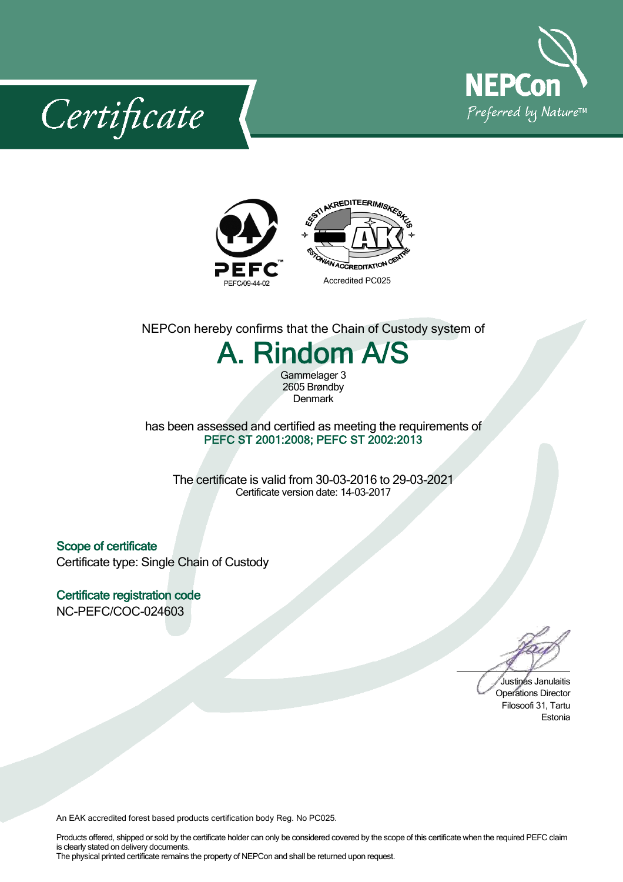# Certificate

NEPCon

Preferred by Nature™

PEFC

PEFC/09-44-02

EESTI AKREDITEERIMISKESKUS

ESTONIAN ACCREDITATION CENTRE

Accredited PC025

NEPCon hereby confirms that the Chain of Custody system of

## A. Rindom A/S

Gammelager 3
2605 Brøndby
Denmark

has been assessed and certified as meeting the requirements of
**PEFC ST 2001:2008; PEFC ST 2002:2013**

The certificate is valid from 30-03-2016 to 29-03-2021
Certificate version date: 14-03-2017

### Scope of certificate

Certificate type: Single Chain of Custody

### Certificate registration code

NC-PEFC/COC-024603

Justinas Janulaitis
Operations Director
Filosoofi 31, Tartu
Estonia

An EAK accredited forest based products certification body Reg. No PC025.

Products offered, shipped or sold by the certificate holder can only be considered covered by the scope of this certificate when the required PEFC claim is clearly stated on delivery documents.
The physical printed certificate remains the property of NEPCon and shall be returned upon request.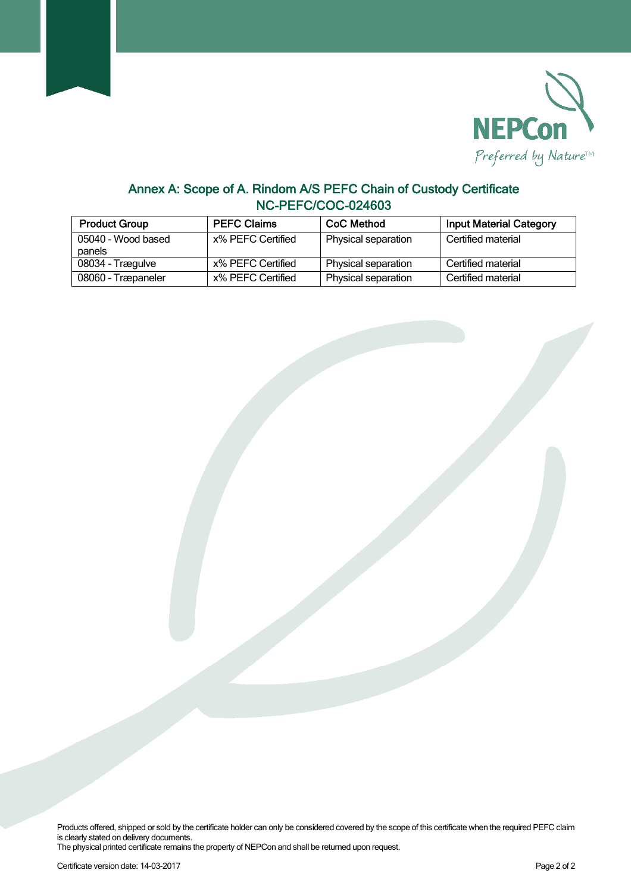## Annex A: Scope of A. Rindom A/S PEFC Chain of Custody Certificate
## NC-PEFC/COC-024603

| Product Group | PEFC Claims | CoC Method | Input Material Category |
|---|---|---|---|
| 05040 - Wood based panels | x% PEFC Certified | Physical separation | Certified material |
| 08034 - Trægulve | x% PEFC Certified | Physical separation | Certified material |
| 08060 - Træpaneler | x% PEFC Certified | Physical separation | Certified material |

Products offered, shipped or sold by the certificate holder can only be considered covered by the scope of this certificate when the required PEFC claim is clearly stated on delivery documents.
The physical printed certificate remains the property of NEPCon and shall be returned upon request.

Certificate version date: 14-03-2017